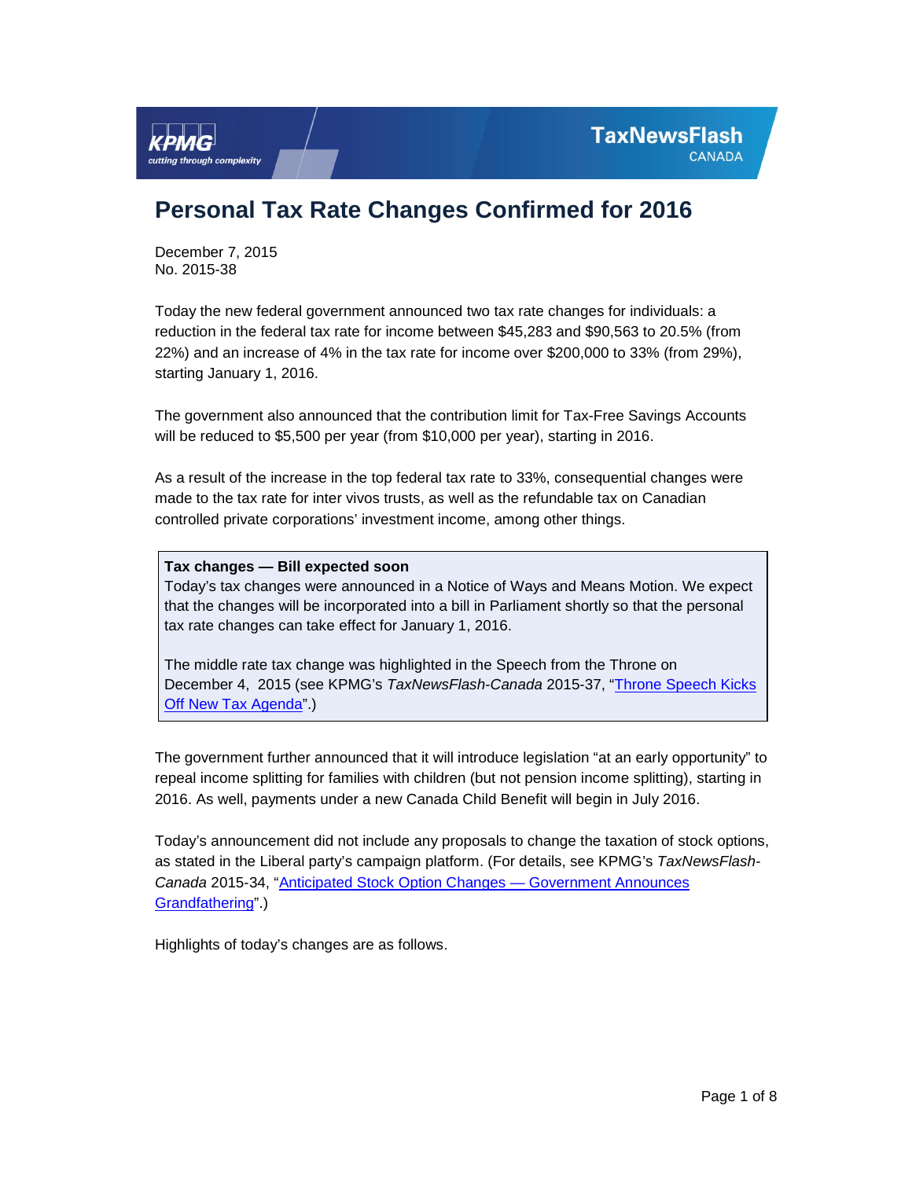KPMG cutting through complexity

TaxNewsFlash CANADA

# Personal Tax Rate Changes Confirmed for 2016

December 7, 2015
No. 2015-38

Today the new federal government announced two tax rate changes for individuals: a reduction in the federal tax rate for income between $45,283 and $90,563 to 20.5% (from 22%) and an increase of 4% in the tax rate for income over $200,000 to 33% (from 29%), starting January 1, 2016.

The government also announced that the contribution limit for Tax-Free Savings Accounts will be reduced to $5,500 per year (from $10,000 per year), starting in 2016.

As a result of the increase in the top federal tax rate to 33%, consequential changes were made to the tax rate for inter vivos trusts, as well as the refundable tax on Canadian controlled private corporations' investment income, among other things.

> **Tax changes — Bill expected soon**
> Today's tax changes were announced in a Notice of Ways and Means Motion. We expect that the changes will be incorporated into a bill in Parliament shortly so that the personal tax rate changes can take effect for January 1, 2016.
>
> The middle rate tax change was highlighted in the Speech from the Throne on December 4, 2015 (see KPMG's *TaxNewsFlash-Canada* 2015-37, "Throne Speech Kicks Off New Tax Agenda".)

The government further announced that it will introduce legislation "at an early opportunity" to repeal income splitting for families with children (but not pension income splitting), starting in 2016. As well, payments under a new Canada Child Benefit will begin in July 2016.

Today's announcement did not include any proposals to change the taxation of stock options, as stated in the Liberal party's campaign platform. (For details, see KPMG's *TaxNewsFlash-Canada* 2015-34, "Anticipated Stock Option Changes — Government Announces Grandfathering".)

Highlights of today's changes are as follows.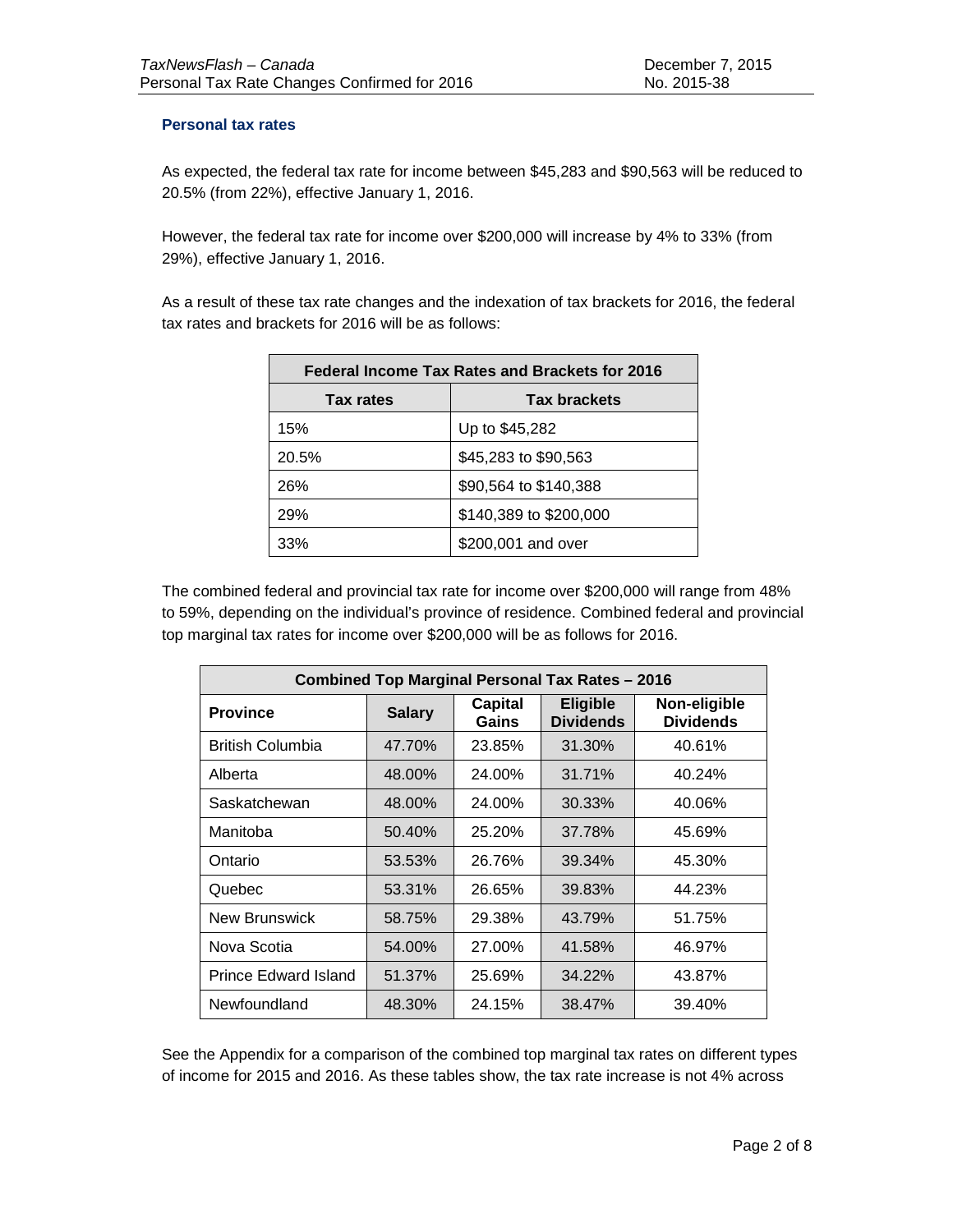### Personal tax rates

As expected, the federal tax rate for income between $45,283 and $90,563 will be reduced to 20.5% (from 22%), effective January 1, 2016.

However, the federal tax rate for income over $200,000 will increase by 4% to 33% (from 29%), effective January 1, 2016.

As a result of these tax rate changes and the indexation of tax brackets for 2016, the federal tax rates and brackets for 2016 will be as follows:

| Federal Income Tax Rates and Brackets for 2016 | |
|---|---|
| **Tax rates** | **Tax brackets** |
| 15% | Up to $45,282 |
| 20.5% | $45,283 to $90,563 |
| 26% | $90,564 to $140,388 |
| 29% | $140,389 to $200,000 |
| 33% | $200,001 and over |

The combined federal and provincial tax rate for income over $200,000 will range from 48% to 59%, depending on the individual's province of residence. Combined federal and provincial top marginal tax rates for income over $200,000 will be as follows for 2016.

| Combined Top Marginal Personal Tax Rates – 2016 | | | | |
|---|---|---|---|---|
| **Province** | **Salary** | **Capital Gains** | **Eligible Dividends** | **Non-eligible Dividends** |
| British Columbia | 47.70% | 23.85% | 31.30% | 40.61% |
| Alberta | 48.00% | 24.00% | 31.71% | 40.24% |
| Saskatchewan | 48.00% | 24.00% | 30.33% | 40.06% |
| Manitoba | 50.40% | 25.20% | 37.78% | 45.69% |
| Ontario | 53.53% | 26.76% | 39.34% | 45.30% |
| Quebec | 53.31% | 26.65% | 39.83% | 44.23% |
| New Brunswick | 58.75% | 29.38% | 43.79% | 51.75% |
| Nova Scotia | 54.00% | 27.00% | 41.58% | 46.97% |
| Prince Edward Island | 51.37% | 25.69% | 34.22% | 43.87% |
| Newfoundland | 48.30% | 24.15% | 38.47% | 39.40% |

See the Appendix for a comparison of the combined top marginal tax rates on different types of income for 2015 and 2016. As these tables show, the tax rate increase is not 4% across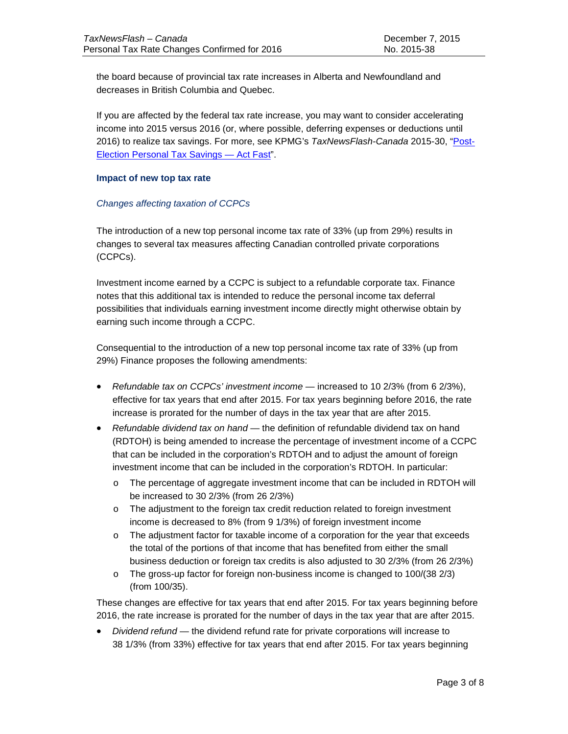the board because of provincial tax rate increases in Alberta and Newfoundland and decreases in British Columbia and Quebec.

If you are affected by the federal tax rate increase, you may want to consider accelerating income into 2015 versus 2016 (or, where possible, deferring expenses or deductions until 2016) to realize tax savings. For more, see KPMG's *TaxNewsFlash-Canada* 2015-30, "Post-Election Personal Tax Savings — Act Fast".

### Impact of new top tax rate

*Changes affecting taxation of CCPCs*

The introduction of a new top personal income tax rate of 33% (up from 29%) results in changes to several tax measures affecting Canadian controlled private corporations (CCPCs).

Investment income earned by a CCPC is subject to a refundable corporate tax. Finance notes that this additional tax is intended to reduce the personal income tax deferral possibilities that individuals earning investment income directly might otherwise obtain by earning such income through a CCPC.

Consequential to the introduction of a new top personal income tax rate of 33% (up from 29%) Finance proposes the following amendments:

- *Refundable tax on CCPCs' investment income* — increased to 10 2/3% (from 6 2/3%), effective for tax years that end after 2015. For tax years beginning before 2016, the rate increase is prorated for the number of days in the tax year that are after 2015.
- *Refundable dividend tax on hand* — the definition of refundable dividend tax on hand (RDTOH) is being amended to increase the percentage of investment income of a CCPC that can be included in the corporation's RDTOH and to adjust the amount of foreign investment income that can be included in the corporation's RDTOH. In particular:
  - The percentage of aggregate investment income that can be included in RDTOH will be increased to 30 2/3% (from 26 2/3%)
  - The adjustment to the foreign tax credit reduction related to foreign investment income is decreased to 8% (from 9 1/3%) of foreign investment income
  - The adjustment factor for taxable income of a corporation for the year that exceeds the total of the portions of that income that has benefited from either the small business deduction or foreign tax credits is also adjusted to 30 2/3% (from 26 2/3%)
  - The gross-up factor for foreign non-business income is changed to 100/(38 2/3) (from 100/35).

These changes are effective for tax years that end after 2015. For tax years beginning before 2016, the rate increase is prorated for the number of days in the tax year that are after 2015.

- *Dividend refund* — the dividend refund rate for private corporations will increase to 38 1/3% (from 33%) effective for tax years that end after 2015. For tax years beginning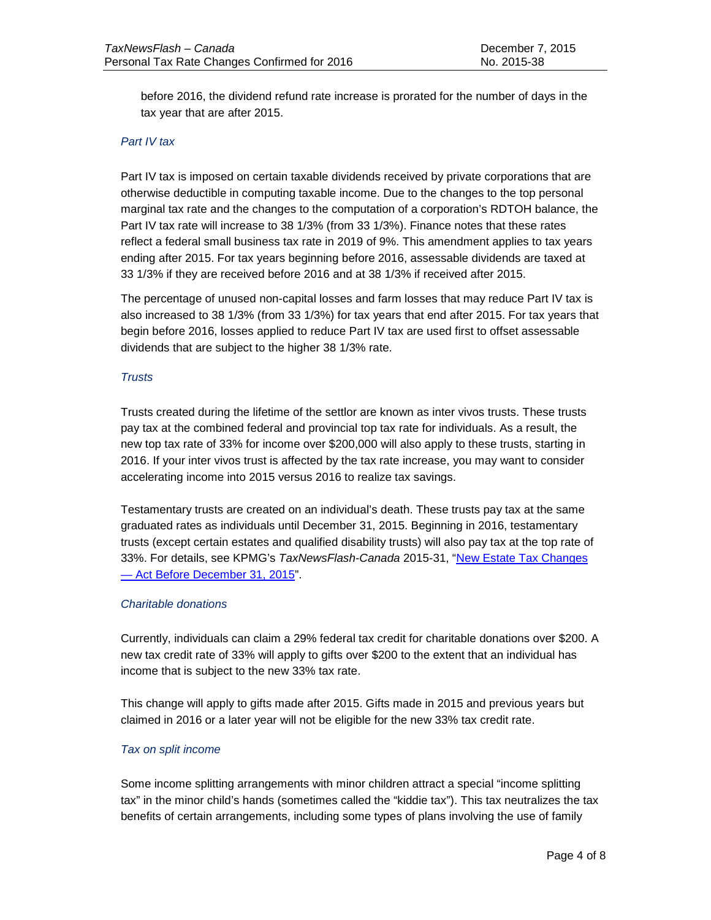before 2016, the dividend refund rate increase is prorated for the number of days in the tax year that are after 2015.

### *Part IV tax*

Part IV tax is imposed on certain taxable dividends received by private corporations that are otherwise deductible in computing taxable income. Due to the changes to the top personal marginal tax rate and the changes to the computation of a corporation's RDTOH balance, the Part IV tax rate will increase to 38 1/3% (from 33 1/3%). Finance notes that these rates reflect a federal small business tax rate in 2019 of 9%. This amendment applies to tax years ending after 2015. For tax years beginning before 2016, assessable dividends are taxed at 33 1/3% if they are received before 2016 and at 38 1/3% if received after 2015.

The percentage of unused non-capital losses and farm losses that may reduce Part IV tax is also increased to 38 1/3% (from 33 1/3%) for tax years that end after 2015. For tax years that begin before 2016, losses applied to reduce Part IV tax are used first to offset assessable dividends that are subject to the higher 38 1/3% rate.

### *Trusts*

Trusts created during the lifetime of the settlor are known as inter vivos trusts. These trusts pay tax at the combined federal and provincial top tax rate for individuals. As a result, the new top tax rate of 33% for income over $200,000 will also apply to these trusts, starting in 2016. If your inter vivos trust is affected by the tax rate increase, you may want to consider accelerating income into 2015 versus 2016 to realize tax savings.

Testamentary trusts are created on an individual's death. These trusts pay tax at the same graduated rates as individuals until December 31, 2015. Beginning in 2016, testamentary trusts (except certain estates and qualified disability trusts) will also pay tax at the top rate of 33%. For details, see KPMG's *TaxNewsFlash-Canada* 2015-31, "New Estate Tax Changes — Act Before December 31, 2015".

### *Charitable donations*

Currently, individuals can claim a 29% federal tax credit for charitable donations over $200. A new tax credit rate of 33% will apply to gifts over $200 to the extent that an individual has income that is subject to the new 33% tax rate.

This change will apply to gifts made after 2015. Gifts made in 2015 and previous years but claimed in 2016 or a later year will not be eligible for the new 33% tax credit rate.

### *Tax on split income*

Some income splitting arrangements with minor children attract a special "income splitting tax" in the minor child's hands (sometimes called the "kiddie tax"). This tax neutralizes the tax benefits of certain arrangements, including some types of plans involving the use of family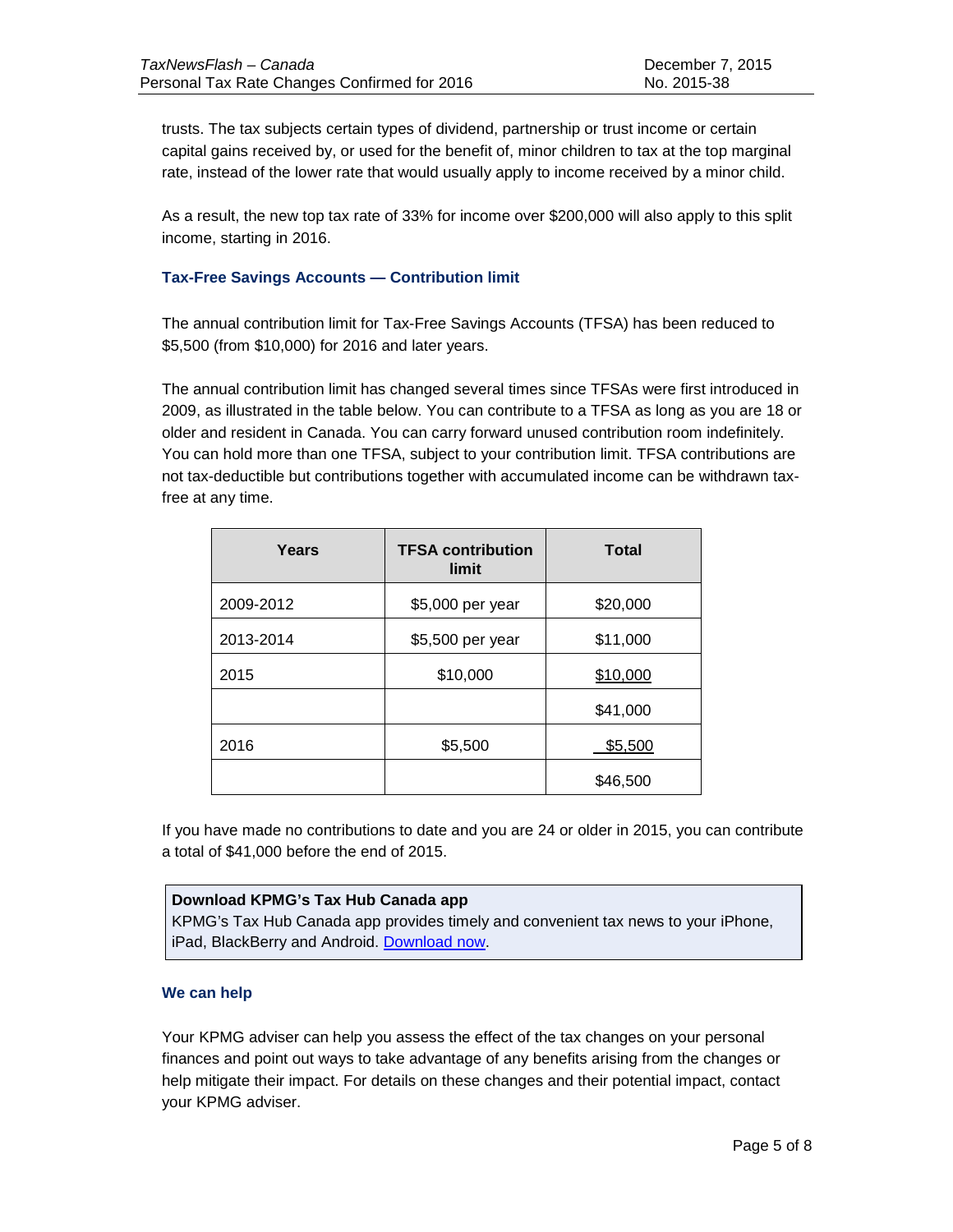trusts. The tax subjects certain types of dividend, partnership or trust income or certain capital gains received by, or used for the benefit of, minor children to tax at the top marginal rate, instead of the lower rate that would usually apply to income received by a minor child.

As a result, the new top tax rate of 33% for income over $200,000 will also apply to this split income, starting in 2016.

### Tax-Free Savings Accounts — Contribution limit

The annual contribution limit for Tax-Free Savings Accounts (TFSA) has been reduced to $5,500 (from $10,000) for 2016 and later years.

The annual contribution limit has changed several times since TFSAs were first introduced in 2009, as illustrated in the table below. You can contribute to a TFSA as long as you are 18 or older and resident in Canada. You can carry forward unused contribution room indefinitely. You can hold more than one TFSA, subject to your contribution limit. TFSA contributions are not tax-deductible but contributions together with accumulated income can be withdrawn tax-free at any time.

| Years | TFSA contribution limit | Total |
|---|---|---|
| 2009-2012 | $5,000 per year | $20,000 |
| 2013-2014 | $5,500 per year | $11,000 |
| 2015 | $10,000 | $10,000 |
| | | $41,000 |
| 2016 | $5,500 | $5,500 |
| | | $46,500 |

If you have made no contributions to date and you are 24 or older in 2015, you can contribute a total of $41,000 before the end of 2015.

**Download KPMG's Tax Hub Canada app**
KPMG's Tax Hub Canada app provides timely and convenient tax news to your iPhone, iPad, BlackBerry and Android. Download now.

### We can help

Your KPMG adviser can help you assess the effect of the tax changes on your personal finances and point out ways to take advantage of any benefits arising from the changes or help mitigate their impact. For details on these changes and their potential impact, contact your KPMG adviser.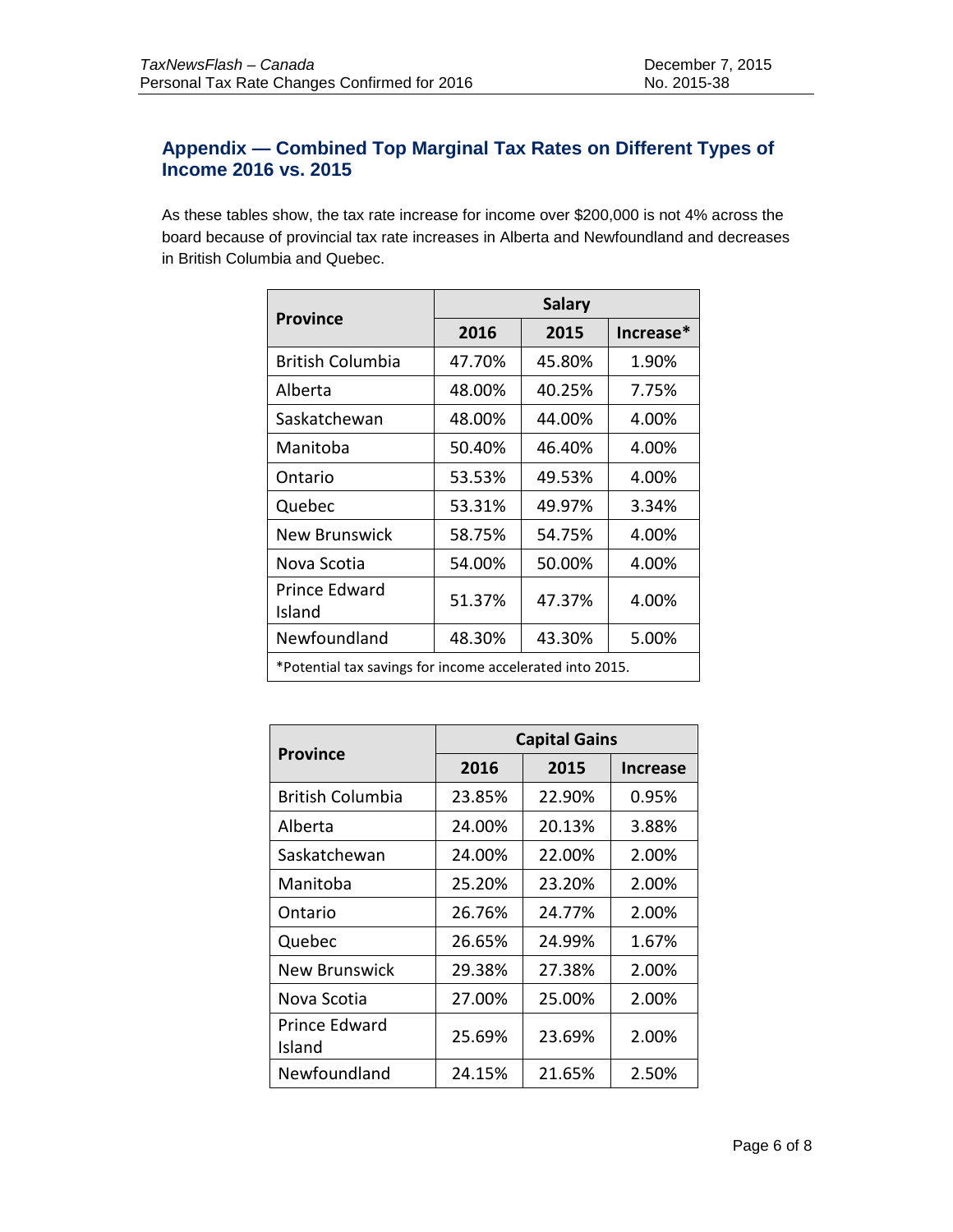## Appendix — Combined Top Marginal Tax Rates on Different Types of Income 2016 vs. 2015

As these tables show, the tax rate increase for income over $200,000 is not 4% across the board because of provincial tax rate increases in Alberta and Newfoundland and decreases in British Columbia and Quebec.

| Province | Salary | | |
|---|---|---|---|
| | 2016 | 2015 | Increase* |
| British Columbia | 47.70% | 45.80% | 1.90% |
| Alberta | 48.00% | 40.25% | 7.75% |
| Saskatchewan | 48.00% | 44.00% | 4.00% |
| Manitoba | 50.40% | 46.40% | 4.00% |
| Ontario | 53.53% | 49.53% | 4.00% |
| Quebec | 53.31% | 49.97% | 3.34% |
| New Brunswick | 58.75% | 54.75% | 4.00% |
| Nova Scotia | 54.00% | 50.00% | 4.00% |
| Prince Edward Island | 51.37% | 47.37% | 4.00% |
| Newfoundland | 48.30% | 43.30% | 5.00% |

*Potential tax savings for income accelerated into 2015.

| Province | Capital Gains | | |
|---|---|---|---|
| | 2016 | 2015 | Increase |
| British Columbia | 23.85% | 22.90% | 0.95% |
| Alberta | 24.00% | 20.13% | 3.88% |
| Saskatchewan | 24.00% | 22.00% | 2.00% |
| Manitoba | 25.20% | 23.20% | 2.00% |
| Ontario | 26.76% | 24.77% | 2.00% |
| Quebec | 26.65% | 24.99% | 1.67% |
| New Brunswick | 29.38% | 27.38% | 2.00% |
| Nova Scotia | 27.00% | 25.00% | 2.00% |
| Prince Edward Island | 25.69% | 23.69% | 2.00% |
| Newfoundland | 24.15% | 21.65% | 2.50% |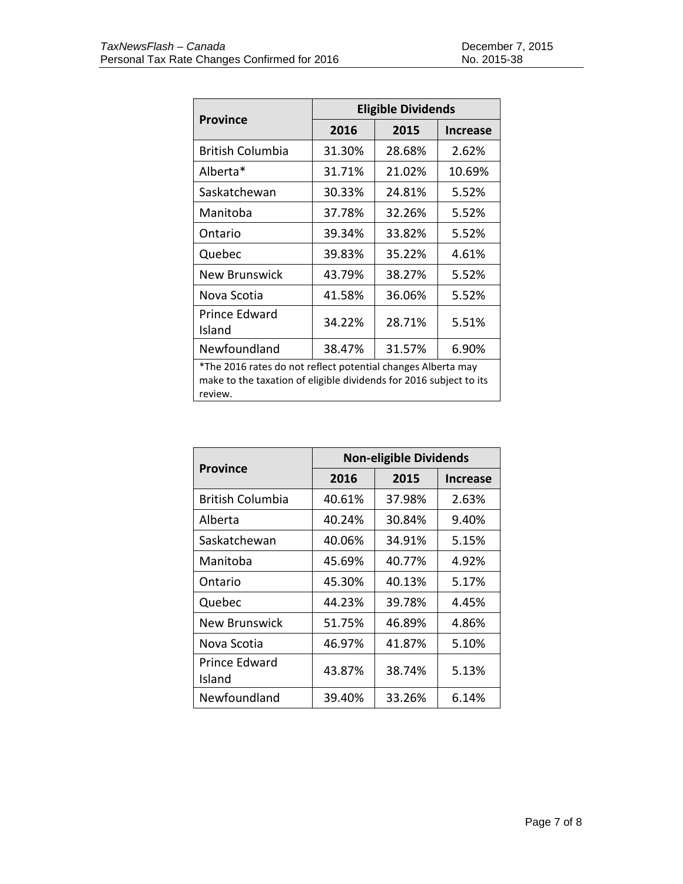| Province | Eligible Dividends | | |
|---|---|---|---|
| | 2016 | 2015 | Increase |
| British Columbia | 31.30% | 28.68% | 2.62% |
| Alberta* | 31.71% | 21.02% | 10.69% |
| Saskatchewan | 30.33% | 24.81% | 5.52% |
| Manitoba | 37.78% | 32.26% | 5.52% |
| Ontario | 39.34% | 33.82% | 5.52% |
| Quebec | 39.83% | 35.22% | 4.61% |
| New Brunswick | 43.79% | 38.27% | 5.52% |
| Nova Scotia | 41.58% | 36.06% | 5.52% |
| Prince Edward Island | 34.22% | 28.71% | 5.51% |
| Newfoundland | 38.47% | 31.57% | 6.90% |

*The 2016 rates do not reflect potential changes Alberta may make to the taxation of eligible dividends for 2016 subject to its review.

| Province | Non-eligible Dividends | | |
|---|---|---|---|
| | 2016 | 2015 | Increase |
| British Columbia | 40.61% | 37.98% | 2.63% |
| Alberta | 40.24% | 30.84% | 9.40% |
| Saskatchewan | 40.06% | 34.91% | 5.15% |
| Manitoba | 45.69% | 40.77% | 4.92% |
| Ontario | 45.30% | 40.13% | 5.17% |
| Quebec | 44.23% | 39.78% | 4.45% |
| New Brunswick | 51.75% | 46.89% | 4.86% |
| Nova Scotia | 46.97% | 41.87% | 5.10% |
| Prince Edward Island | 43.87% | 38.74% | 5.13% |
| Newfoundland | 39.40% | 33.26% | 6.14% |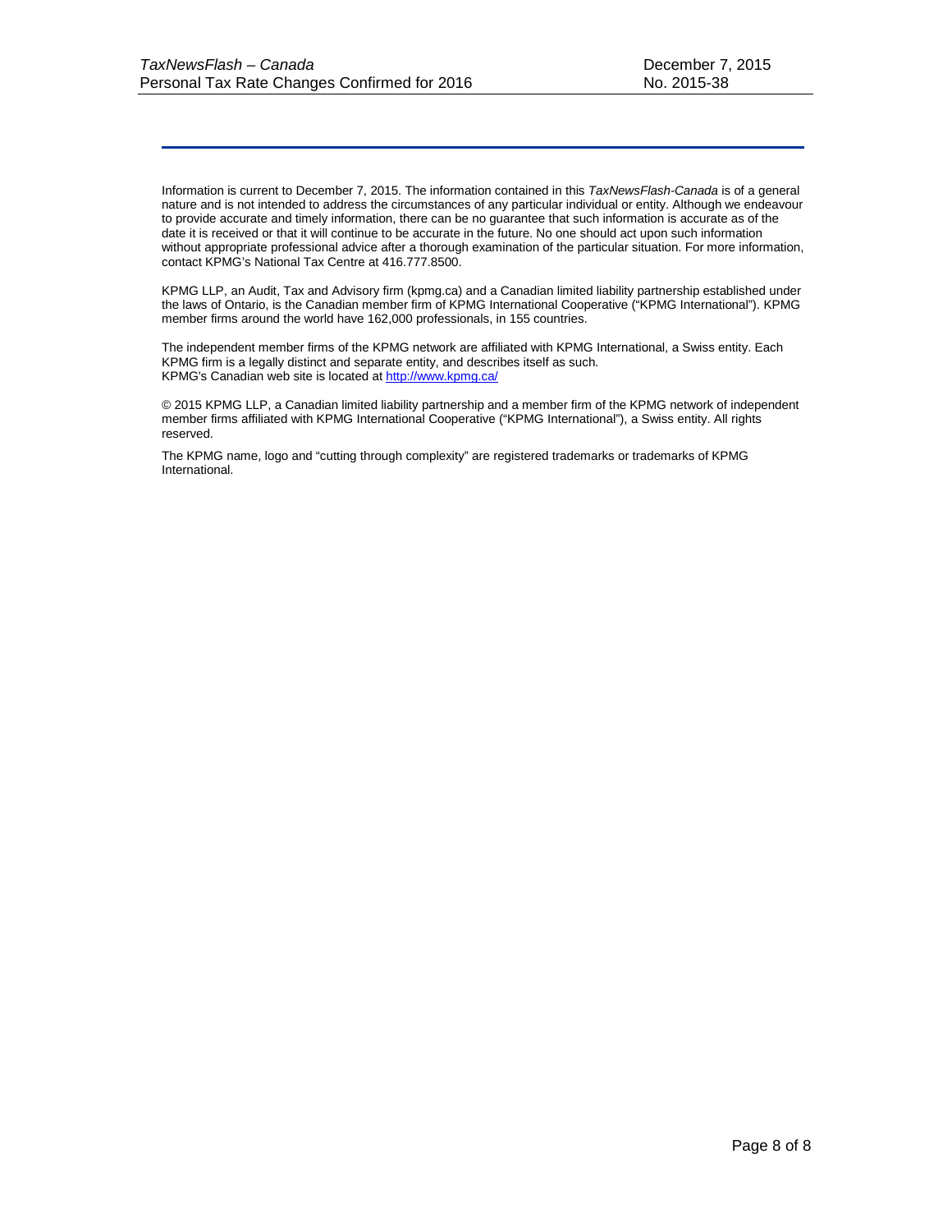Information is current to December 7, 2015. The information contained in this *TaxNewsFlash-Canada* is of a general nature and is not intended to address the circumstances of any particular individual or entity. Although we endeavour to provide accurate and timely information, there can be no guarantee that such information is accurate as of the date it is received or that it will continue to be accurate in the future. No one should act upon such information without appropriate professional advice after a thorough examination of the particular situation. For more information, contact KPMG's National Tax Centre at 416.777.8500.

KPMG LLP, an Audit, Tax and Advisory firm (kpmg.ca) and a Canadian limited liability partnership established under the laws of Ontario, is the Canadian member firm of KPMG International Cooperative ("KPMG International"). KPMG member firms around the world have 162,000 professionals, in 155 countries.

The independent member firms of the KPMG network are affiliated with KPMG International, a Swiss entity. Each KPMG firm is a legally distinct and separate entity, and describes itself as such.
KPMG's Canadian web site is located at [http://www.kpmg.ca/](http://www.kpmg.ca/)

© 2015 KPMG LLP, a Canadian limited liability partnership and a member firm of the KPMG network of independent member firms affiliated with KPMG International Cooperative ("KPMG International"), a Swiss entity. All rights reserved.

The KPMG name, logo and "cutting through complexity" are registered trademarks or trademarks of KPMG International.